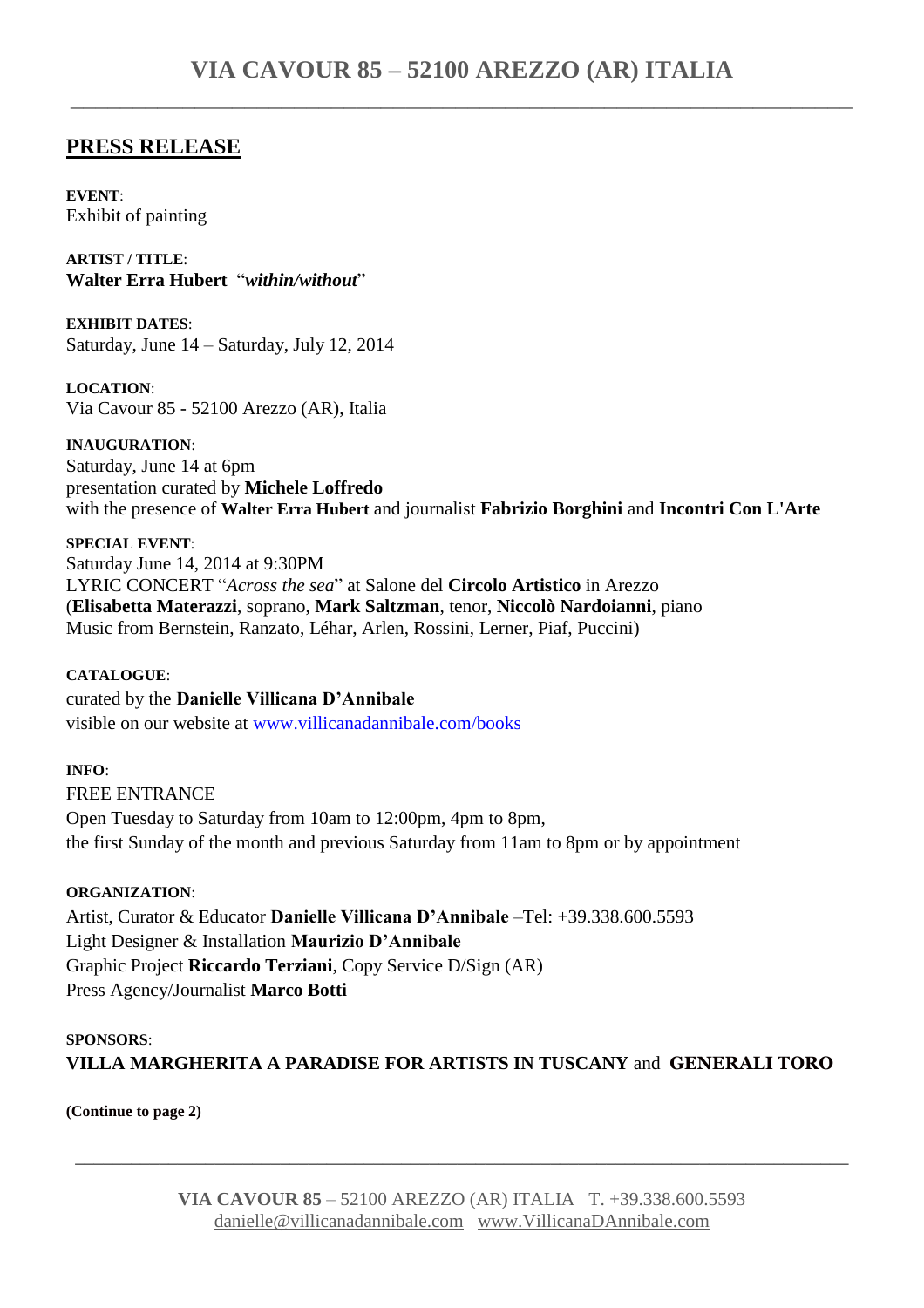# VIA CAVOUR 85 – 52100 AREZZO (AR) ITALIA

## PRESS RELEASE

**EVENT**:
Exhibit of painting

**ARTIST / TITLE**:
**Walter Erra Hubert** "***within/without***"

**EXHIBIT DATES**:
Saturday, June 14 – Saturday, July 12, 2014

**LOCATION**:
Via Cavour 85 - 52100 Arezzo (AR), Italia

**INAUGURATION**:
Saturday, June 14 at 6pm
presentation curated by **Michele Loffredo**
with the presence of **Walter Erra Hubert** and journalist **Fabrizio Borghini** and **Incontri Con L'Arte**

**SPECIAL EVENT**:
Saturday June 14, 2014 at 9:30PM
LYRIC CONCERT "*Across the sea*" at Salone del **Circolo Artistico** in Arezzo
(**Elisabetta Materazzi**, soprano, **Mark Saltzman**, tenor, **Niccolò Nardoianni**, piano
Music from Bernstein, Ranzato, Léhar, Arlen, Rossini, Lerner, Piaf, Puccini)

**CATALOGUE**:
curated by the **Danielle Villicana D'Annibale**
visible on our website at www.villicanadannibale.com/books

**INFO**:
FREE ENTRANCE
Open Tuesday to Saturday from 10am to 12:00pm, 4pm to 8pm,
the first Sunday of the month and previous Saturday from 11am to 8pm or by appointment

**ORGANIZATION**:
Artist, Curator & Educator **Danielle Villicana D'Annibale** –Tel: +39.338.600.5593
Light Designer & Installation **Maurizio D'Annibale**
Graphic Project **Riccardo Terziani**, Copy Service D/Sign (AR)
Press Agency/Journalist **Marco Botti**

**SPONSORS**:
**VILLA MARGHERITA A PARADISE FOR ARTISTS IN TUSCANY** and **GENERALI TORO**

**(Continue to page 2)**

**VIA CAVOUR 85** – 52100 AREZZO (AR) ITALIA T. +39.338.600.5593
danielle@villicanadannibale.com www.VillicanaDAnnibale.com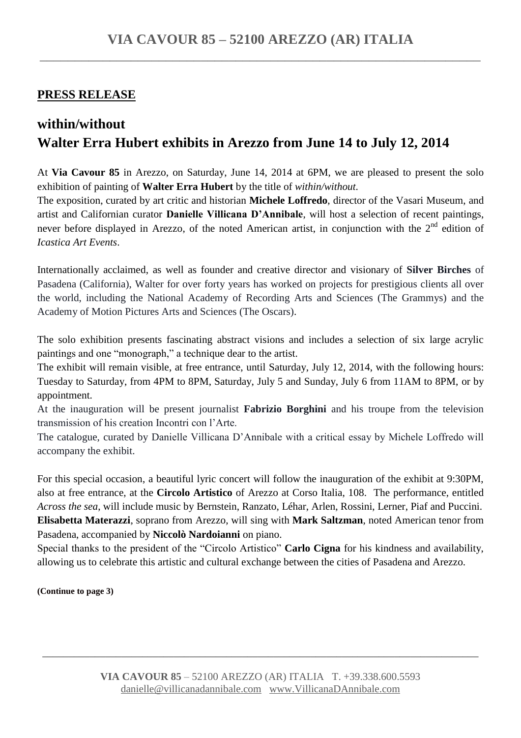**PRESS RELEASE**

## within/without
## Walter Erra Hubert exhibits in Arezzo from June 14 to July 12, 2014

At **Via Cavour 85** in Arezzo, on Saturday, June 14, 2014 at 6PM, we are pleased to present the solo exhibition of painting of **Walter Erra Hubert** by the title of *within/without*.
The exposition, curated by art critic and historian **Michele Loffredo**, director of the Vasari Museum, and artist and Californian curator **Danielle Villicana D'Annibale**, will host a selection of recent paintings, never before displayed in Arezzo, of the noted American artist, in conjunction with the 2nd edition of *Icastica Art Events*.

Internationally acclaimed, as well as founder and creative director and visionary of **Silver Birches** of Pasadena (California), Walter for over forty years has worked on projects for prestigious clients all over the world, including the National Academy of Recording Arts and Sciences (The Grammys) and the Academy of Motion Pictures Arts and Sciences (The Oscars).

The solo exhibition presents fascinating abstract visions and includes a selection of six large acrylic paintings and one "monograph," a technique dear to the artist.
The exhibit will remain visible, at free entrance, until Saturday, July 12, 2014, with the following hours: Tuesday to Saturday, from 4PM to 8PM, Saturday, July 5 and Sunday, July 6 from 11AM to 8PM, or by appointment.
At the inauguration will be present journalist **Fabrizio Borghini** and his troupe from the television transmission of his creation Incontri con l'Arte.
The catalogue, curated by Danielle Villicana D'Annibale with a critical essay by Michele Loffredo will accompany the exhibit.

For this special occasion, a beautiful lyric concert will follow the inauguration of the exhibit at 9:30PM, also at free entrance, at the **Circolo Artistico** of Arezzo at Corso Italia, 108. The performance, entitled *Across the sea*, will include music by Bernstein, Ranzato, Léhar, Arlen, Rossini, Lerner, Piaf and Puccini. **Elisabetta Materazzi**, soprano from Arezzo, will sing with **Mark Saltzman**, noted American tenor from Pasadena, accompanied by **Niccolò Nardoianni** on piano.
Special thanks to the president of the "Circolo Artistico" **Carlo Cigna** for his kindness and availability, allowing us to celebrate this artistic and cultural exchange between the cities of Pasadena and Arezzo.

**(Continue to page 3)**

**VIA CAVOUR 85** – 52100 AREZZO (AR) ITALIA T. +39.338.600.5593
danielle@villicanadannibale.com www.VillicanaDAnnibale.com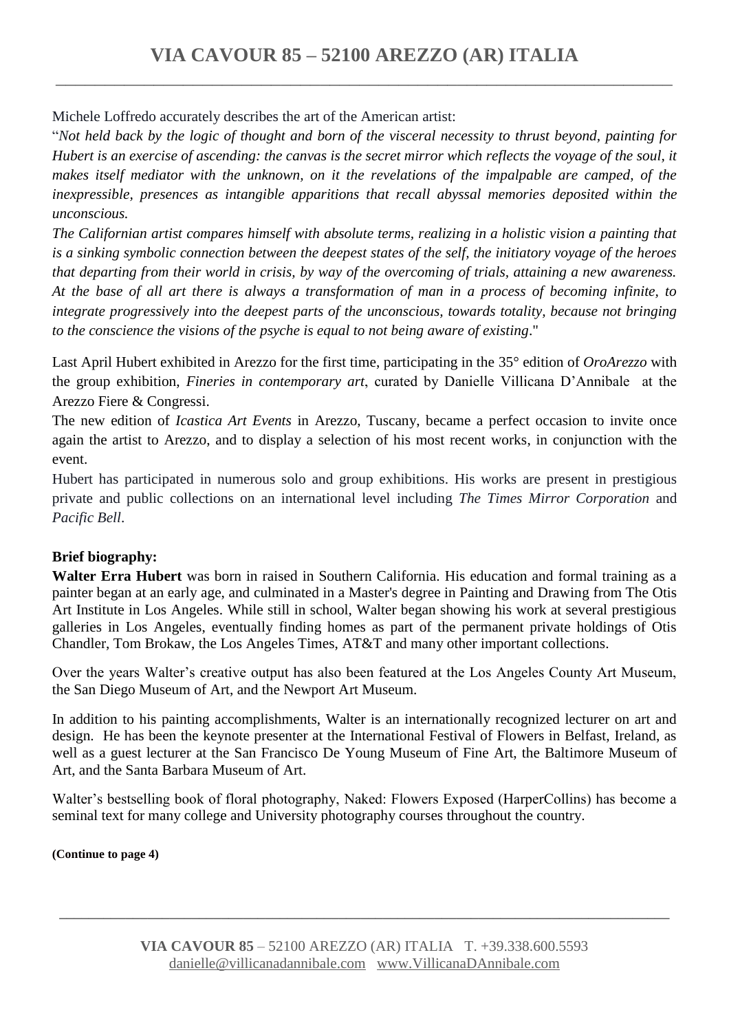Michele Loffredo accurately describes the art of the American artist:

"*Not held back by the logic of thought and born of the visceral necessity to thrust beyond, painting for Hubert is an exercise of ascending: the canvas is the secret mirror which reflects the voyage of the soul, it makes itself mediator with the unknown, on it the revelations of the impalpable are camped, of the inexpressible, presences as intangible apparitions that recall abyssal memories deposited within the unconscious.*

*The Californian artist compares himself with absolute terms, realizing in a holistic vision a painting that is a sinking symbolic connection between the deepest states of the self, the initiatory voyage of the heroes that departing from their world in crisis, by way of the overcoming of trials, attaining a new awareness. At the base of all art there is always a transformation of man in a process of becoming infinite, to integrate progressively into the deepest parts of the unconscious, towards totality, because not bringing to the conscience the visions of the psyche is equal to not being aware of existing*."

Last April Hubert exhibited in Arezzo for the first time, participating in the 35° edition of *OroArezzo* with the group exhibition, *Fineries in contemporary art*, curated by Danielle Villicana D'Annibale at the Arezzo Fiere & Congressi.

The new edition of *Icastica Art Events* in Arezzo, Tuscany, became a perfect occasion to invite once again the artist to Arezzo, and to display a selection of his most recent works, in conjunction with the event.

Hubert has participated in numerous solo and group exhibitions. His works are present in prestigious private and public collections on an international level including *The Times Mirror Corporation* and *Pacific Bell*.

**Brief biography:**

**Walter Erra Hubert** was born in raised in Southern California. His education and formal training as a painter began at an early age, and culminated in a Master's degree in Painting and Drawing from The Otis Art Institute in Los Angeles. While still in school, Walter began showing his work at several prestigious galleries in Los Angeles, eventually finding homes as part of the permanent private holdings of Otis Chandler, Tom Brokaw, the Los Angeles Times, AT&T and many other important collections.

Over the years Walter's creative output has also been featured at the Los Angeles County Art Museum, the San Diego Museum of Art, and the Newport Art Museum.

In addition to his painting accomplishments, Walter is an internationally recognized lecturer on art and design. He has been the keynote presenter at the International Festival of Flowers in Belfast, Ireland, as well as a guest lecturer at the San Francisco De Young Museum of Fine Art, the Baltimore Museum of Art, and the Santa Barbara Museum of Art.

Walter's bestselling book of floral photography, Naked: Flowers Exposed (HarperCollins) has become a seminal text for many college and University photography courses throughout the country.

**(Continue to page 4)**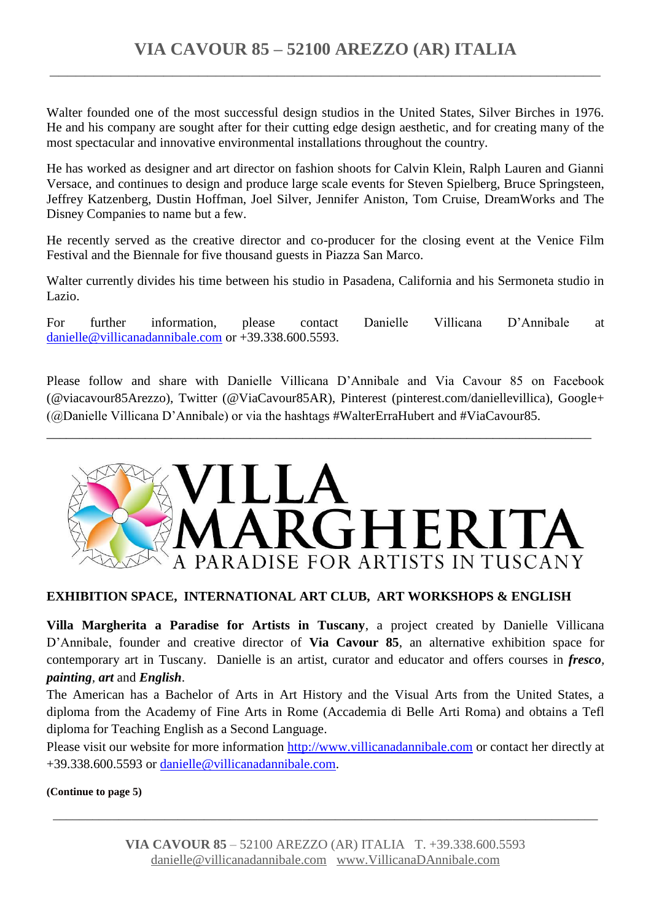Walter founded one of the most successful design studios in the United States, Silver Birches in 1976. He and his company are sought after for their cutting edge design aesthetic, and for creating many of the most spectacular and innovative environmental installations throughout the country.

He has worked as designer and art director on fashion shoots for Calvin Klein, Ralph Lauren and Gianni Versace, and continues to design and produce large scale events for Steven Spielberg, Bruce Springsteen, Jeffrey Katzenberg, Dustin Hoffman, Joel Silver, Jennifer Aniston, Tom Cruise, DreamWorks and The Disney Companies to name but a few.

He recently served as the creative director and co-producer for the closing event at the Venice Film Festival and the Biennale for five thousand guests in Piazza San Marco.

Walter currently divides his time between his studio in Pasadena, California and his Sermoneta studio in Lazio.

For further information, please contact Danielle Villicana D'Annibale at danielle@villicanadannibale.com or +39.338.600.5593.

Please follow and share with Danielle Villicana D'Annibale and Via Cavour 85 on Facebook (@viacavour85Arezzo), Twitter (@ViaCavour85AR), Pinterest (pinterest.com/daniellevillica), Google+ (@Danielle Villicana D'Annibale) or via the hashtags #WalterErraHubert and #ViaCavour85.

---

# VILLA MARGHERITA

A PARADISE FOR ARTISTS IN TUSCANY

**EXHIBITION SPACE, INTERNATIONAL ART CLUB, ART WORKSHOPS & ENGLISH**

**Villa Margherita a Paradise for Artists in Tuscany**, a project created by Danielle Villicana D'Annibale, founder and creative director of **Via Cavour 85**, an alternative exhibition space for contemporary art in Tuscany. Danielle is an artist, curator and educator and offers courses in ***fresco***, ***painting***, ***art*** and ***English***.

The American has a Bachelor of Arts in Art History and the Visual Arts from the United States, a diploma from the Academy of Fine Arts in Rome (Accademia di Belle Arti Roma) and obtains a Tefl diploma for Teaching English as a Second Language.

Please visit our website for more information http://www.villicanadannibale.com or contact her directly at +39.338.600.5593 or danielle@villicanadannibale.com.

**(Continue to page 5)**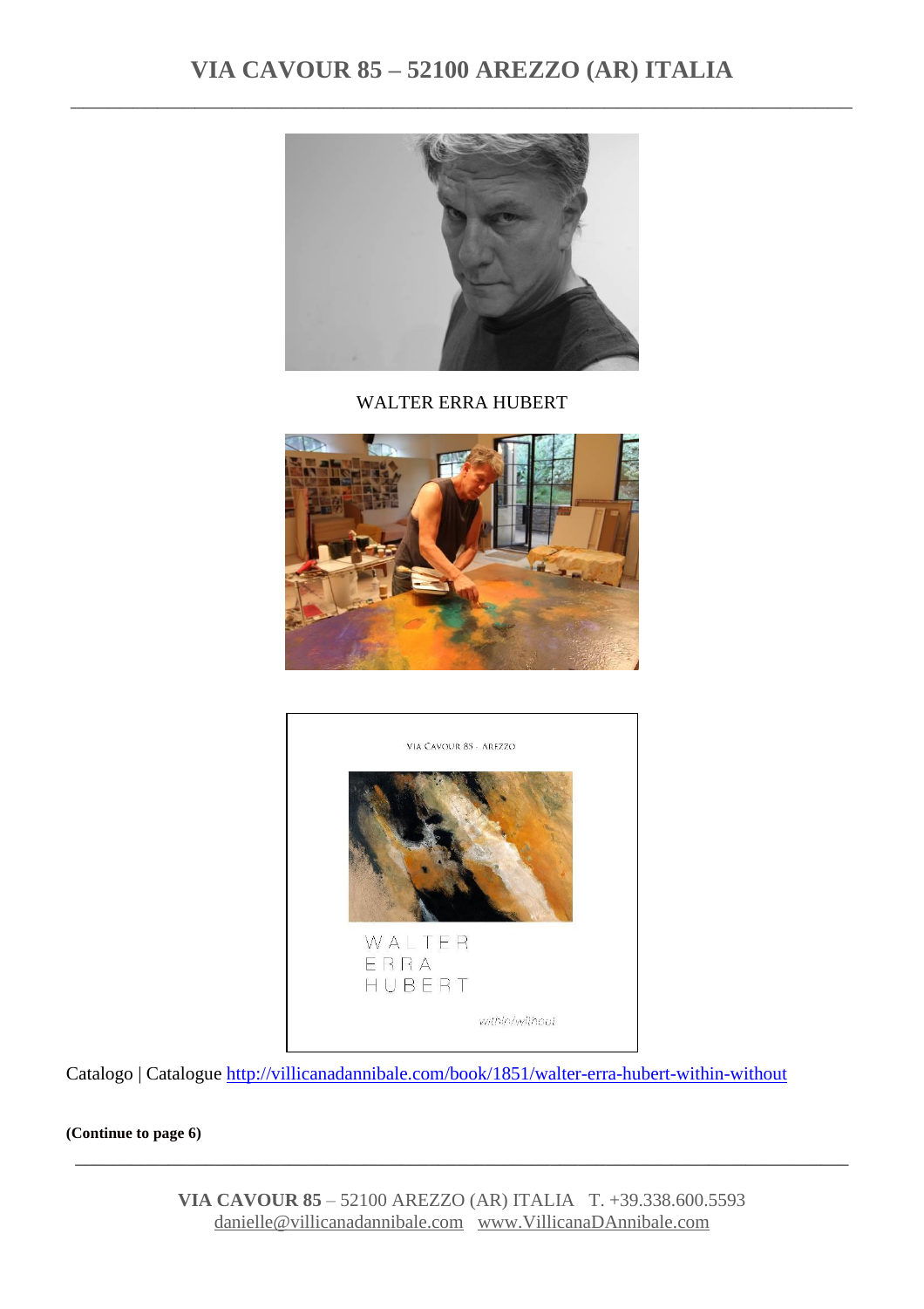WALTER ERRA HUBERT

Catalogo | Catalogue http://villicanadannibale.com/book/1851/walter-erra-hubert-within-without

**(Continue to page 6)**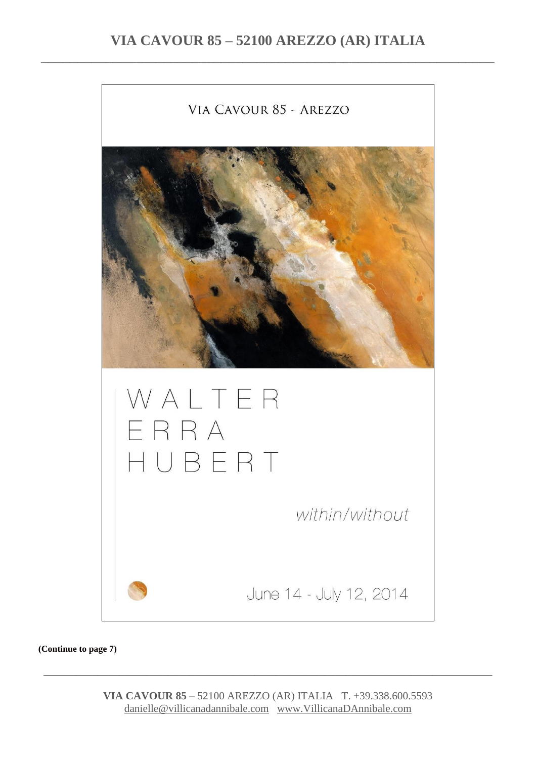VIA CAVOUR 85 - AREZZO

WALTER
ERRA
HUBERT

*within/without*

June 14 - July 12, 2014

**(Continue to page 7)**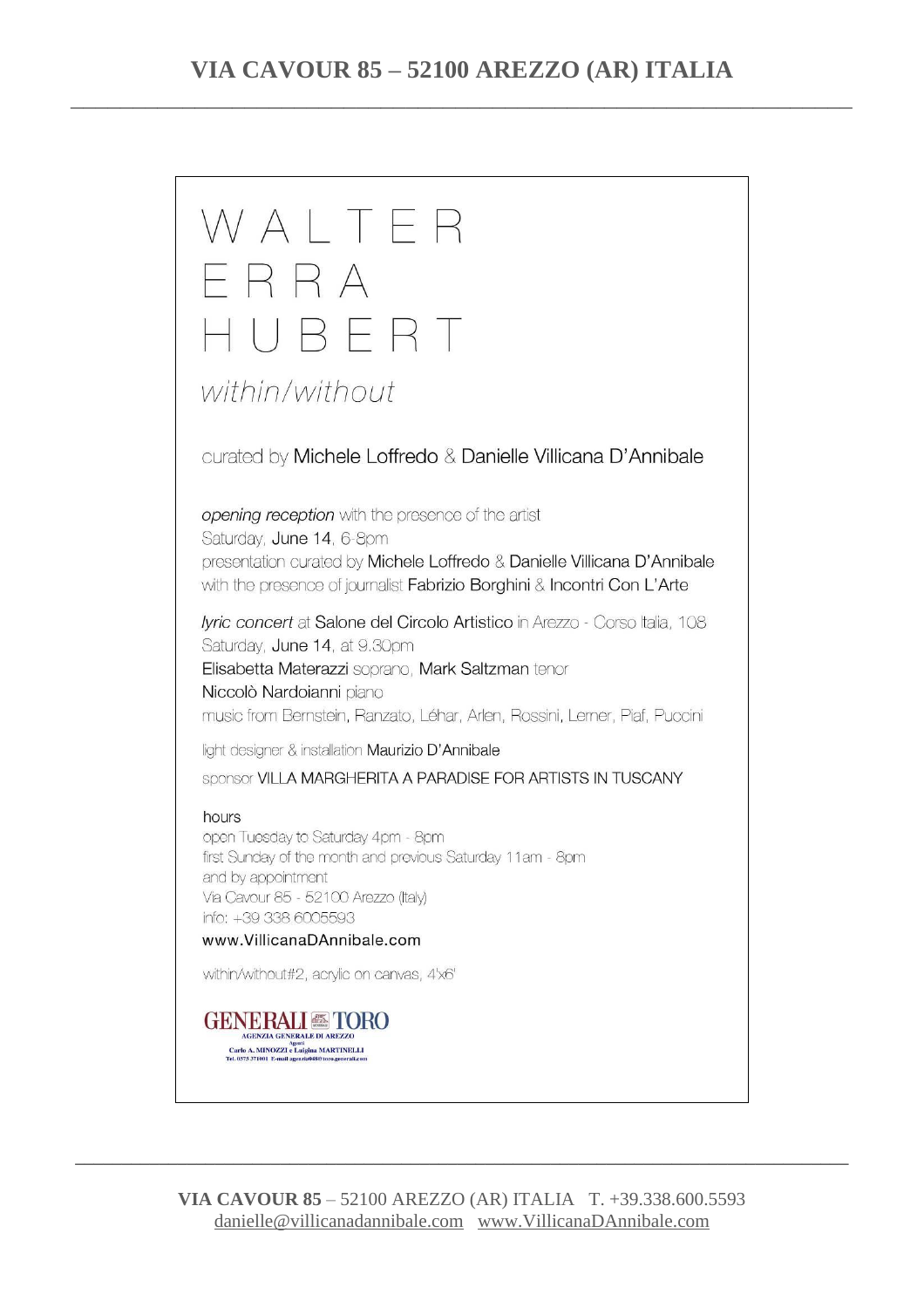# WALTER ERRA HUBERT

*within/without*

curated by Michele Loffredo & Danielle Villicana D'Annibale

*opening reception* with the presence of the artist
Saturday, June 14, 6-8pm
presentation curated by Michele Loffredo & Danielle Villicana D'Annibale
with the presence of journalist Fabrizio Borghini & Incontri Con L'Arte

*lyric concert* at Salone del Circolo Artistico in Arezzo - Corso Italia, 108
Saturday, June 14, at 9.30pm
Elisabetta Materazzi soprano, Mark Saltzman tenor
Niccolò Nardoianni piano
music from Bernstein, Ranzato, Léhar, Arlen, Rossini, Lerner, Piaf, Puccini

light designer & installation Maurizio D'Annibale

sponsor VILLA MARGHERITA A PARADISE FOR ARTISTS IN TUSCANY

hours
open Tuesday to Saturday 4pm - 8pm
first Sunday of the month and previous Saturday 11am - 8pm
and by appointment
Via Cavour 85 - 52100 Arezzo (Italy)
info: +39 338 6005593
www.VillicanaDAnnibale.com

within/without#2, acrylic on canvas, 4'x6'

GENERALI TORO
AGENZIA GENERALE DI AREZZO
Agenti
Carlo A. MINOZZI e Luigina MARTINELLI
Tel. 0575 371001 E-mail agenzia048@toro.generali.com